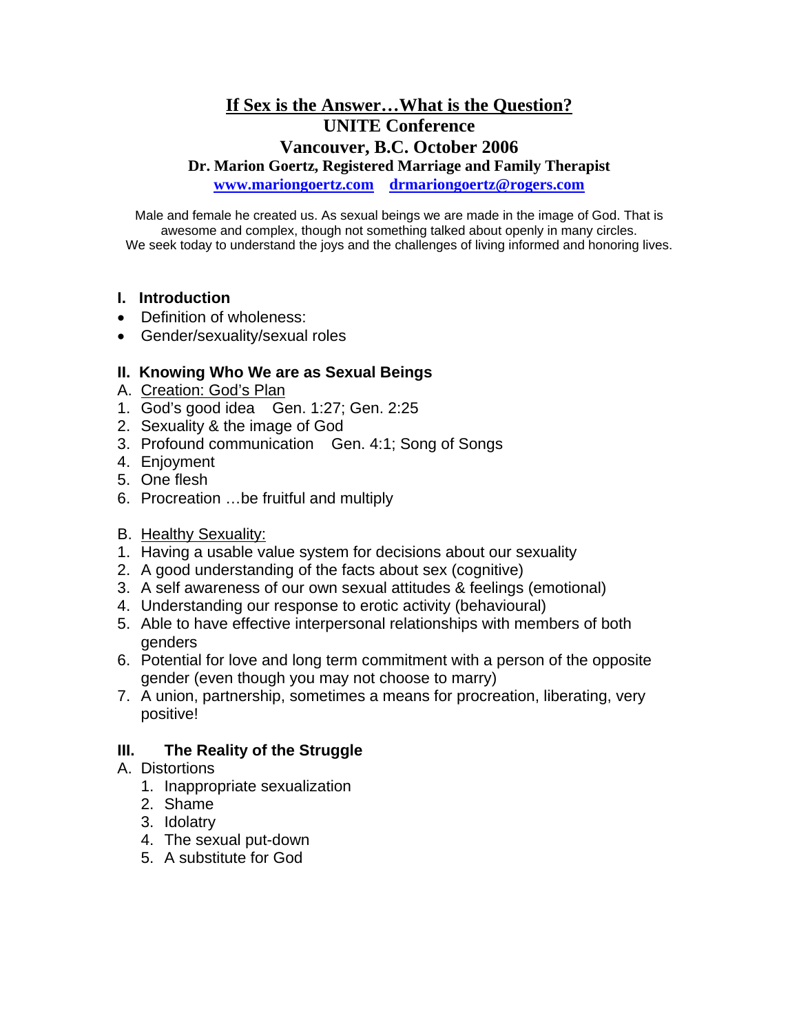# If Sex is the Answer…What is the Question?

## UNITE Conference

## Vancouver, B.C. October 2006

**Dr. Marion Goertz, Registered Marriage and Family Therapist**

**www.mariongoertz.com drmariongoertz@rogers.com**

Male and female he created us. As sexual beings we are made in the image of God. That is awesome and complex, though not something talked about openly in many circles. We seek today to understand the joys and the challenges of living informed and honoring lives.

### I. Introduction

- Definition of wholeness:
- Gender/sexuality/sexual roles

### II. Knowing Who We are as Sexual Beings

A. Creation: God's Plan

1. God's good idea Gen. 1:27; Gen. 2:25
2. Sexuality & the image of God
3. Profound communication Gen. 4:1; Song of Songs
4. Enjoyment
5. One flesh
6. Procreation …be fruitful and multiply

B. Healthy Sexuality:

1. Having a usable value system for decisions about our sexuality
2. A good understanding of the facts about sex (cognitive)
3. A self awareness of our own sexual attitudes & feelings (emotional)
4. Understanding our response to erotic activity (behavioural)
5. Able to have effective interpersonal relationships with members of both genders
6. Potential for love and long term commitment with a person of the opposite gender (even though you may not choose to marry)
7. A union, partnership, sometimes a means for procreation, liberating, very positive!

### III. The Reality of the Struggle

A. Distortions

1. Inappropriate sexualization
2. Shame
3. Idolatry
4. The sexual put-down
5. A substitute for God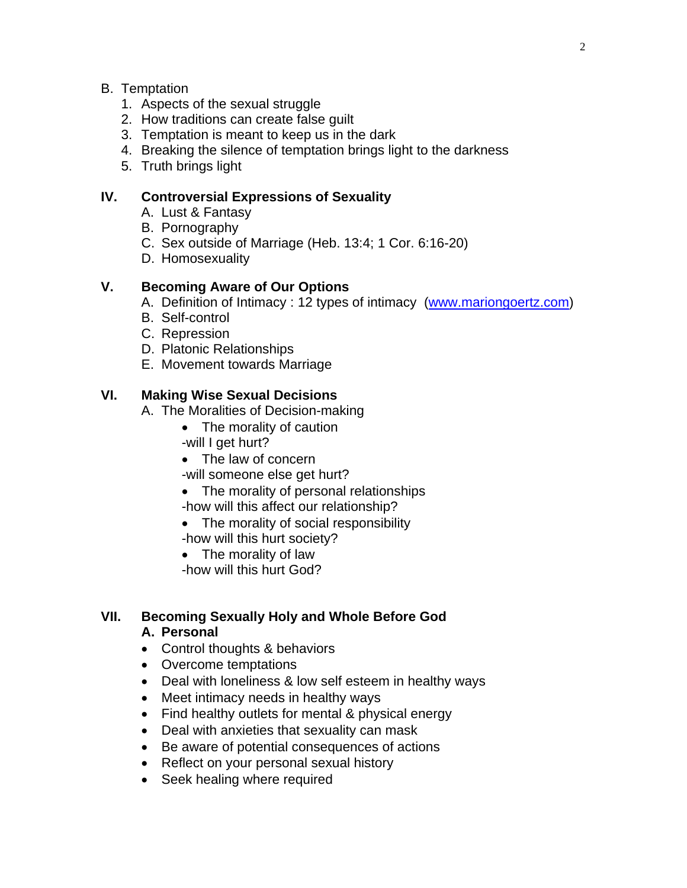B. Temptation
   1. Aspects of the sexual struggle
   2. How traditions can create false guilt
   3. Temptation is meant to keep us in the dark
   4. Breaking the silence of temptation brings light to the darkness
   5. Truth brings light

## IV. Controversial Expressions of Sexuality

A. Lust & Fantasy
B. Pornography
C. Sex outside of Marriage (Heb. 13:4; 1 Cor. 6:16-20)
D. Homosexuality

## V. Becoming Aware of Our Options

A. Definition of Intimacy : 12 types of intimacy  ([www.mariongoertz.com](http://www.mariongoertz.com))
B. Self-control
C. Repression
D. Platonic Relationships
E. Movement towards Marriage

## VI. Making Wise Sexual Decisions

A. The Moralities of Decision-making

- The morality of caution

  -will I get hurt?
- The law of concern

  -will someone else get hurt?
- The morality of personal relationships

  -how will this affect our relationship?
- The morality of social responsibility

  -how will this hurt society?
- The morality of law

  -how will this hurt God?

## VII. Becoming Sexually Holy and Whole Before God

**A. Personal**

- Control thoughts & behaviors
- Overcome temptations
- Deal with loneliness & low self esteem in healthy ways
- Meet intimacy needs in healthy ways
- Find healthy outlets for mental & physical energy
- Deal with anxieties that sexuality can mask
- Be aware of potential consequences of actions
- Reflect on your personal sexual history
- Seek healing where required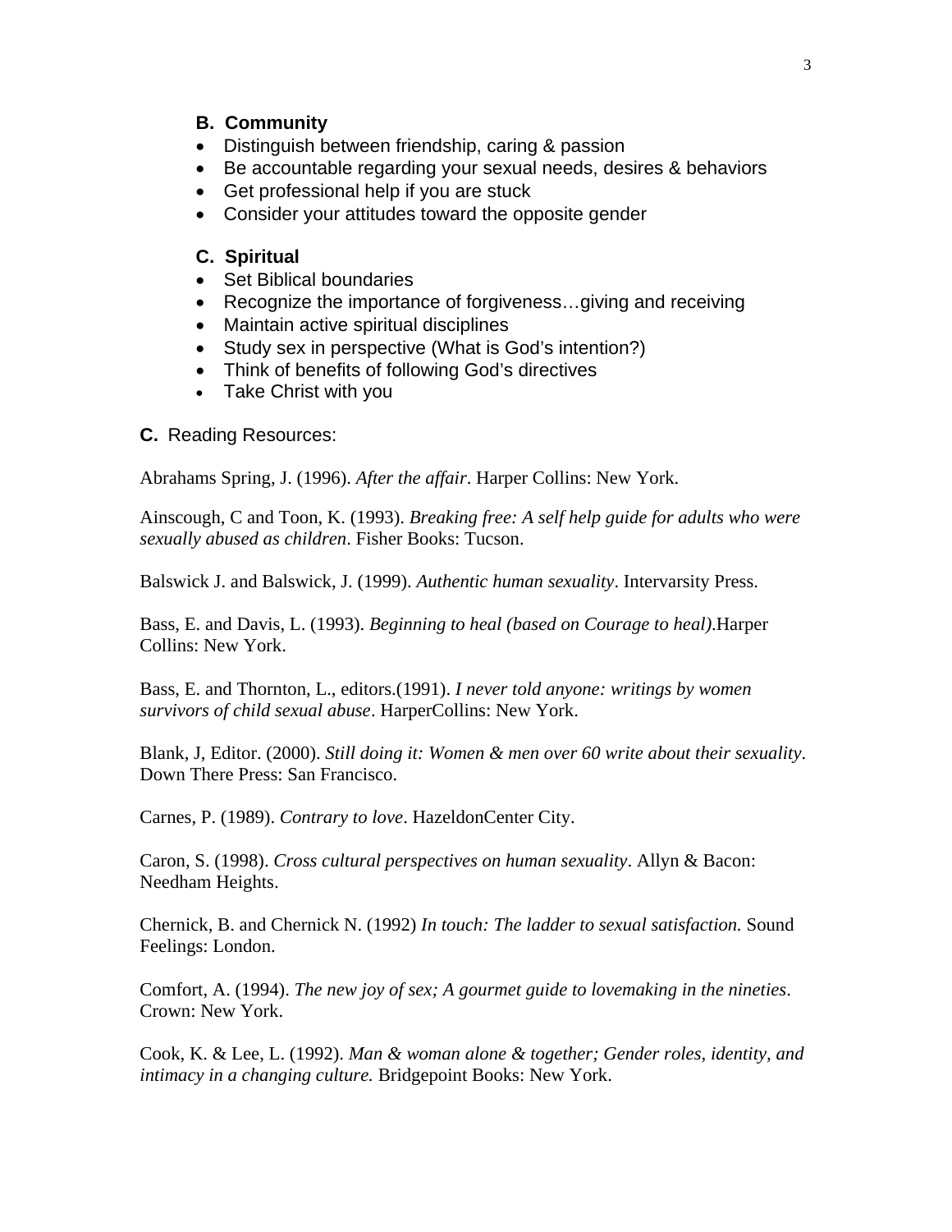### B. Community

- Distinguish between friendship, caring & passion
- Be accountable regarding your sexual needs, desires & behaviors
- Get professional help if you are stuck
- Consider your attitudes toward the opposite gender

### C. Spiritual

- Set Biblical boundaries
- Recognize the importance of forgiveness…giving and receiving
- Maintain active spiritual disciplines
- Study sex in perspective (What is God's intention?)
- Think of benefits of following God's directives
- Take Christ with you

**C.** Reading Resources:

Abrahams Spring, J. (1996). *After the affair*. Harper Collins: New York.

Ainscough, C and Toon, K. (1993). *Breaking free: A self help guide for adults who were sexually abused as children*. Fisher Books: Tucson.

Balswick J. and Balswick, J. (1999). *Authentic human sexuality*. Intervarsity Press.

Bass, E. and Davis, L. (1993). *Beginning to heal (based on Courage to heal)*.Harper Collins: New York.

Bass, E. and Thornton, L., editors.(1991). *I never told anyone: writings by women survivors of child sexual abuse*. HarperCollins: New York.

Blank, J, Editor. (2000). *Still doing it: Women & men over 60 write about their sexuality*. Down There Press: San Francisco.

Carnes, P. (1989). *Contrary to love*. HazeldonCenter City.

Caron, S. (1998). *Cross cultural perspectives on human sexuality*. Allyn & Bacon: Needham Heights.

Chernick, B. and Chernick N. (1992) *In touch: The ladder to sexual satisfaction.* Sound Feelings: London.

Comfort, A. (1994). *The new joy of sex; A gourmet guide to lovemaking in the nineties*. Crown: New York.

Cook, K. & Lee, L. (1992). *Man & woman alone & together; Gender roles, identity, and intimacy in a changing culture.* Bridgepoint Books: New York.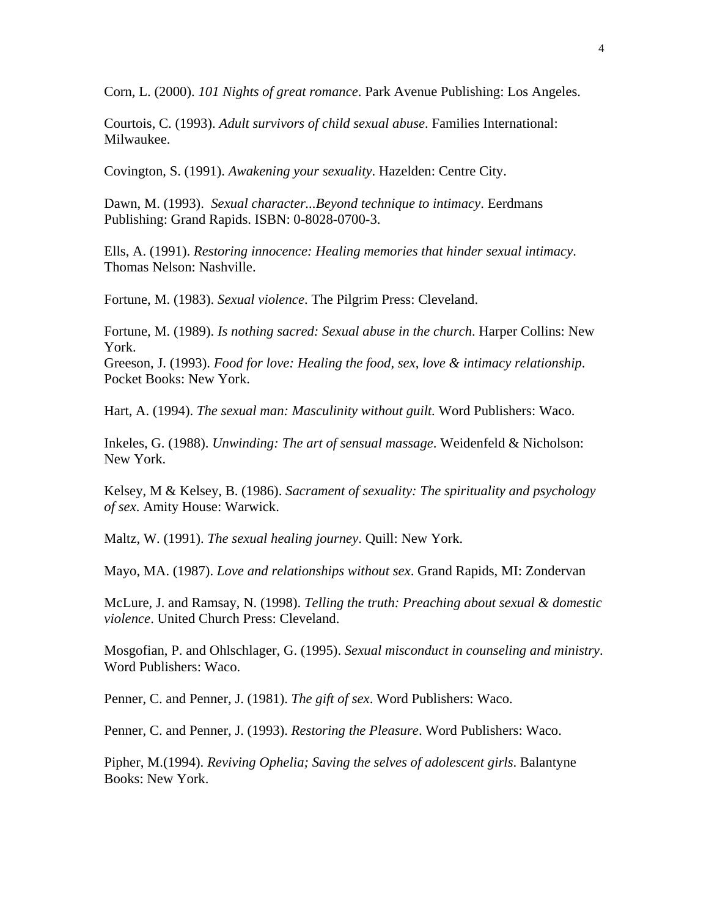Corn, L. (2000). *101 Nights of great romance*. Park Avenue Publishing: Los Angeles.

Courtois, C. (1993). *Adult survivors of child sexual abuse*. Families International: Milwaukee.

Covington, S. (1991). *Awakening your sexuality*. Hazelden: Centre City.

Dawn, M. (1993). *Sexual character...Beyond technique to intimacy*. Eerdmans Publishing: Grand Rapids. ISBN: 0-8028-0700-3.

Ells, A. (1991). *Restoring innocence: Healing memories that hinder sexual intimacy*. Thomas Nelson: Nashville.

Fortune, M. (1983). *Sexual violence*. The Pilgrim Press: Cleveland.

Fortune, M. (1989). *Is nothing sacred: Sexual abuse in the church*. Harper Collins: New York.

Greeson, J. (1993). *Food for love: Healing the food, sex, love & intimacy relationship*. Pocket Books: New York.

Hart, A. (1994). *The sexual man: Masculinity without guilt.* Word Publishers: Waco.

Inkeles, G. (1988). *Unwinding: The art of sensual massage*. Weidenfeld & Nicholson: New York.

Kelsey, M & Kelsey, B. (1986). *Sacrament of sexuality: The spirituality and psychology of sex.* Amity House: Warwick.

Maltz, W. (1991). *The sexual healing journey*. Quill: New York.

Mayo, MA. (1987). *Love and relationships without sex*. Grand Rapids, MI: Zondervan

McLure, J. and Ramsay, N. (1998). *Telling the truth: Preaching about sexual & domestic violence*. United Church Press: Cleveland.

Mosgofian, P. and Ohlschlager, G. (1995). *Sexual misconduct in counseling and ministry*. Word Publishers: Waco.

Penner, C. and Penner, J. (1981). *The gift of sex*. Word Publishers: Waco.

Penner, C. and Penner, J. (1993). *Restoring the Pleasure*. Word Publishers: Waco.

Pipher, M.(1994). *Reviving Ophelia; Saving the selves of adolescent girls*. Balantyne Books: New York.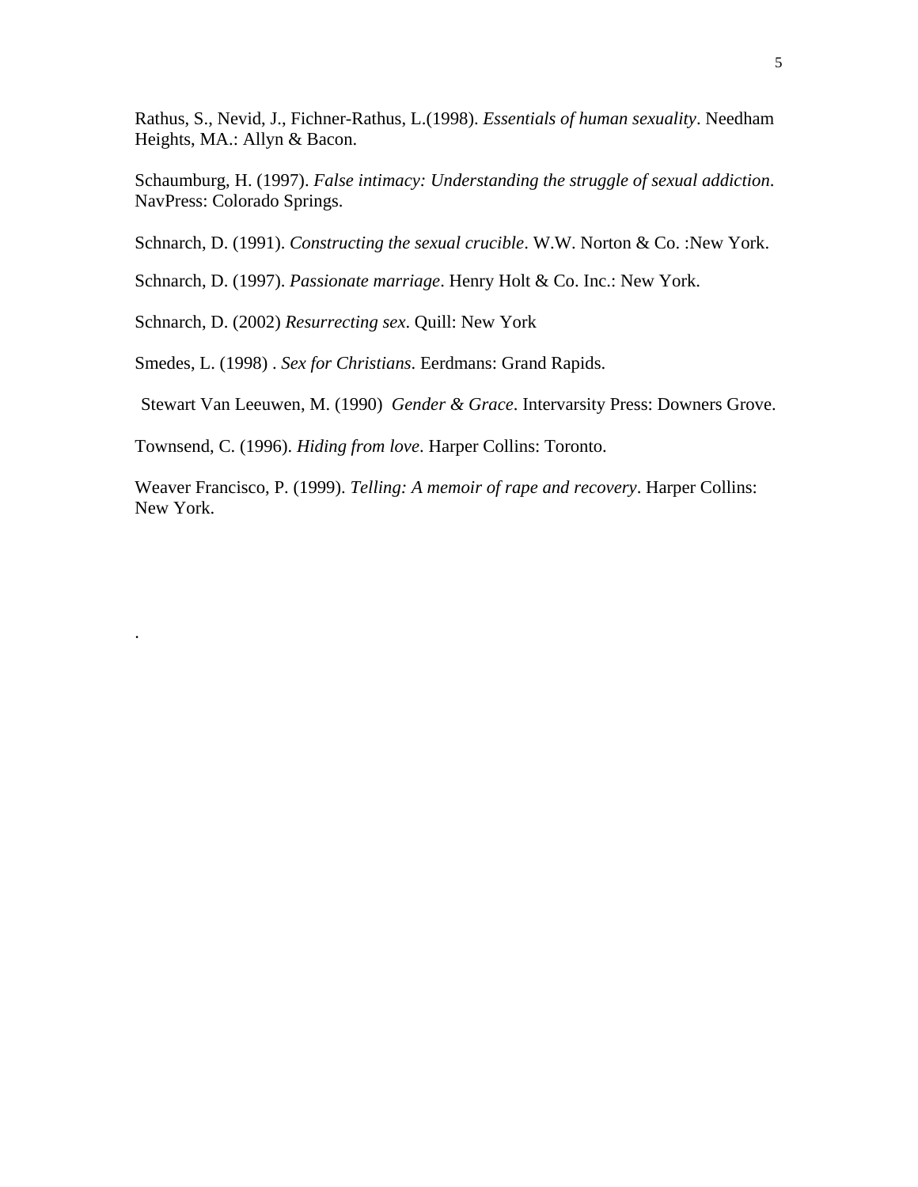Rathus, S., Nevid, J., Fichner-Rathus, L.(1998). *Essentials of human sexuality*. Needham Heights, MA.: Allyn & Bacon.

Schaumburg, H. (1997). *False intimacy: Understanding the struggle of sexual addiction*. NavPress: Colorado Springs.

Schnarch, D. (1991). *Constructing the sexual crucible*. W.W. Norton & Co. :New York.

Schnarch, D. (1997). *Passionate marriage*. Henry Holt & Co. Inc.: New York.

Schnarch, D. (2002) *Resurrecting sex*. Quill: New York

Smedes, L. (1998) . *Sex for Christians*. Eerdmans: Grand Rapids.

Stewart Van Leeuwen, M. (1990) *Gender & Grace*. Intervarsity Press: Downers Grove.

Townsend, C. (1996). *Hiding from love*. Harper Collins: Toronto.

Weaver Francisco, P. (1999). *Telling: A memoir of rape and recovery*. Harper Collins: New York.

.